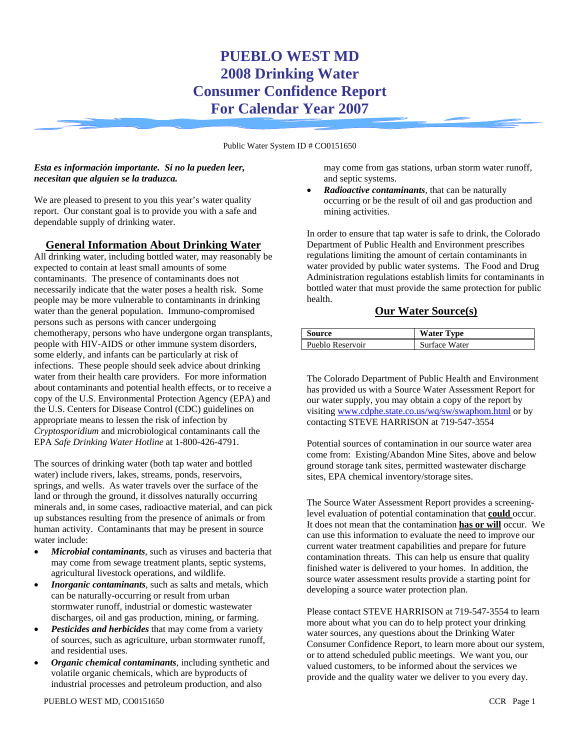# PUEBLO WEST MD
# 2008 Drinking Water
# Consumer Confidence Report
# For Calendar Year 2007

Public Water System ID # CO0151650

***Esta es información importante. Si no la pueden leer, necesitan que alguien se la traduzca.***

We are pleased to present to you this year's water quality report. Our constant goal is to provide you with a safe and dependable supply of drinking water.

## General Information About Drinking Water

All drinking water, including bottled water, may reasonably be expected to contain at least small amounts of some contaminants. The presence of contaminants does not necessarily indicate that the water poses a health risk. Some people may be more vulnerable to contaminants in drinking water than the general population. Immuno-compromised persons such as persons with cancer undergoing chemotherapy, persons who have undergone organ transplants, people with HIV-AIDS or other immune system disorders, some elderly, and infants can be particularly at risk of infections. These people should seek advice about drinking water from their health care providers. For more information about contaminants and potential health effects, or to receive a copy of the U.S. Environmental Protection Agency (EPA) and the U.S. Centers for Disease Control (CDC) guidelines on appropriate means to lessen the risk of infection by *Cryptosporidium* and microbiological contaminants call the EPA *Safe Drinking Water Hotline* at 1-800-426-4791.

The sources of drinking water (both tap water and bottled water) include rivers, lakes, streams, ponds, reservoirs, springs, and wells. As water travels over the surface of the land or through the ground, it dissolves naturally occurring minerals and, in some cases, radioactive material, and can pick up substances resulting from the presence of animals or from human activity. Contaminants that may be present in source water include:

- ***Microbial contaminants***, such as viruses and bacteria that may come from sewage treatment plants, septic systems, agricultural livestock operations, and wildlife.
- ***Inorganic contaminants***, such as salts and metals, which can be naturally-occurring or result from urban stormwater runoff, industrial or domestic wastewater discharges, oil and gas production, mining, or farming.
- ***Pesticides and herbicides*** that may come from a variety of sources, such as agriculture, urban stormwater runoff, and residential uses.
- ***Organic chemical contaminants***, including synthetic and volatile organic chemicals, which are byproducts of industrial processes and petroleum production, and also may come from gas stations, urban storm water runoff, and septic systems.
- ***Radioactive contaminants***, that can be naturally occurring or be the result of oil and gas production and mining activities.

In order to ensure that tap water is safe to drink, the Colorado Department of Public Health and Environment prescribes regulations limiting the amount of certain contaminants in water provided by public water systems. The Food and Drug Administration regulations establish limits for contaminants in bottled water that must provide the same protection for public health.

## Our Water Source(s)

| Source | Water Type |
|---|---|
| Pueblo Reservoir | Surface Water |

The Colorado Department of Public Health and Environment has provided us with a Source Water Assessment Report for our water supply, you may obtain a copy of the report by visiting www.cdphe.state.co.us/wq/sw/swaphom.html or by contacting STEVE HARRISON at 719-547-3554

Potential sources of contamination in our source water area come from: Existing/Abandon Mine Sites, above and below ground storage tank sites, permitted wastewater discharge sites, EPA chemical inventory/storage sites.

The Source Water Assessment Report provides a screening-level evaluation of potential contamination that **could** occur. It does not mean that the contamination **has or will** occur. We can use this information to evaluate the need to improve our current water treatment capabilities and prepare for future contamination threats. This can help us ensure that quality finished water is delivered to your homes. In addition, the source water assessment results provide a starting point for developing a source water protection plan.

Please contact STEVE HARRISON at 719-547-3554 to learn more about what you can do to help protect your drinking water sources, any questions about the Drinking Water Consumer Confidence Report, to learn more about our system, or to attend scheduled public meetings. We want you, our valued customers, to be informed about the services we provide and the quality water we deliver to you every day.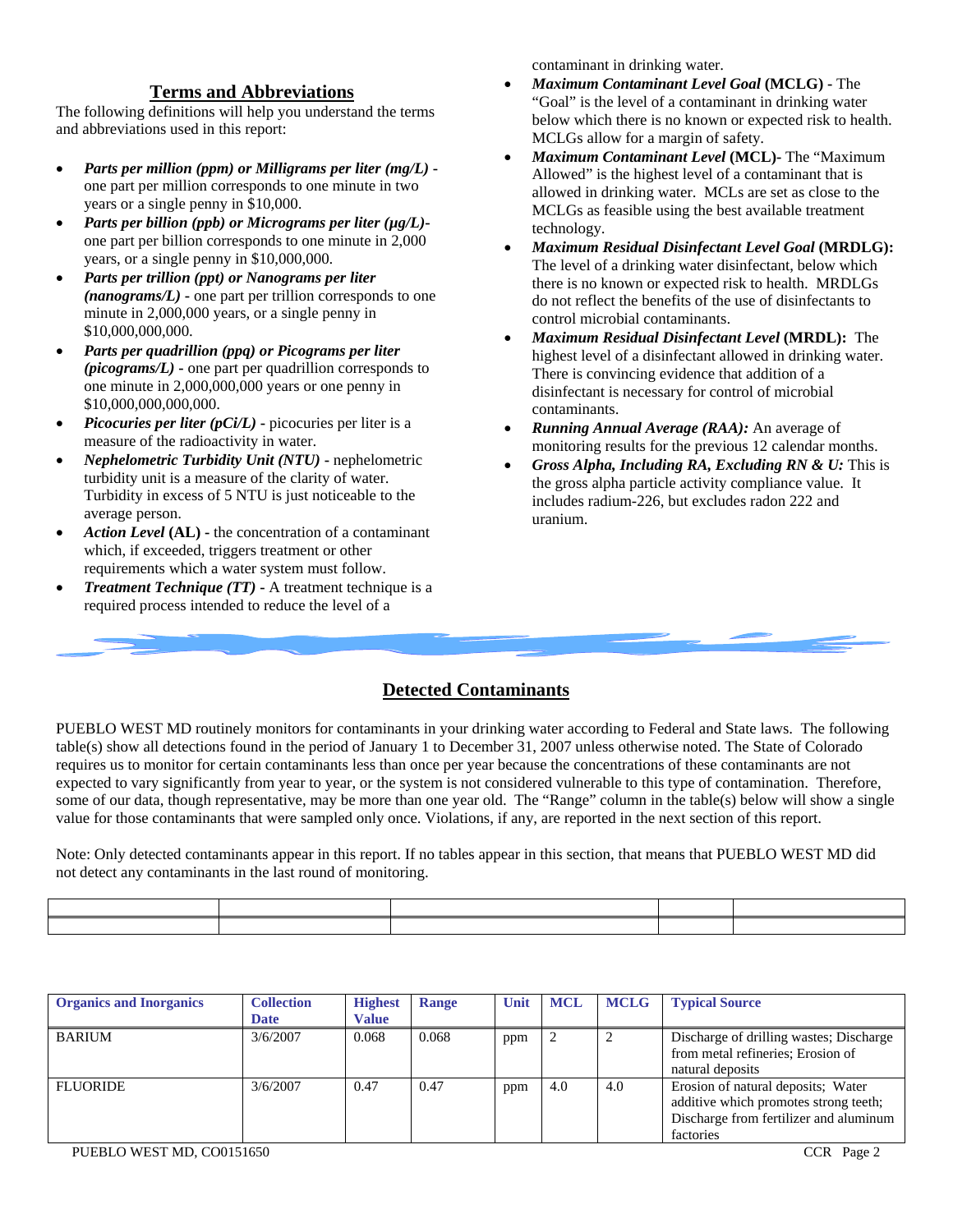## Terms and Abbreviations

The following definitions will help you understand the terms and abbreviations used in this report:

- ***Parts per million (ppm) or Milligrams per liter (mg/L)*** **-** one part per million corresponds to one minute in two years or a single penny in $10,000.
- ***Parts per billion (ppb) or Micrograms per liter (µg/L)*** **-** one part per billion corresponds to one minute in 2,000 years, or a single penny in $10,000,000.
- ***Parts per trillion (ppt) or Nanograms per liter (nanograms/L)*** **-** one part per trillion corresponds to one minute in 2,000,000 years, or a single penny in $10,000,000,000.
- ***Parts per quadrillion (ppq) or Picograms per liter (picograms/L)*** **-** one part per quadrillion corresponds to one minute in 2,000,000,000 years or one penny in $10,000,000,000,000.
- ***Picocuries per liter (pCi/L)*** **-** picocuries per liter is a measure of the radioactivity in water.
- ***Nephelometric Turbidity Unit (NTU)*** **-** nephelometric turbidity unit is a measure of the clarity of water. Turbidity in excess of 5 NTU is just noticeable to the average person.
- ***Action Level* (AL) -** the concentration of a contaminant which, if exceeded, triggers treatment or other requirements which a water system must follow.
- ***Treatment Technique (TT)*** **-** A treatment technique is a required process intended to reduce the level of a contaminant in drinking water.
- ***Maximum Contaminant Level Goal* (MCLG) -** The "Goal" is the level of a contaminant in drinking water below which there is no known or expected risk to health. MCLGs allow for a margin of safety.
- ***Maximum Contaminant Level* (MCL)-** The "Maximum Allowed" is the highest level of a contaminant that is allowed in drinking water. MCLs are set as close to the MCLGs as feasible using the best available treatment technology.
- ***Maximum Residual Disinfectant Level Goal* (MRDLG):** The level of a drinking water disinfectant, below which there is no known or expected risk to health. MRDLGs do not reflect the benefits of the use of disinfectants to control microbial contaminants.
- ***Maximum Residual Disinfectant Level* (MRDL):** The highest level of a disinfectant allowed in drinking water. There is convincing evidence that addition of a disinfectant is necessary for control of microbial contaminants.
- ***Running Annual Average (RAA):*** An average of monitoring results for the previous 12 calendar months.
- ***Gross Alpha, Including RA, Excluding RN & U:*** This is the gross alpha particle activity compliance value. It includes radium-226, but excludes radon 222 and uranium.

## Detected Contaminants

PUEBLO WEST MD routinely monitors for contaminants in your drinking water according to Federal and State laws. The following table(s) show all detections found in the period of January 1 to December 31, 2007 unless otherwise noted. The State of Colorado requires us to monitor for certain contaminants less than once per year because the concentrations of these contaminants are not expected to vary significantly from year to year, or the system is not considered vulnerable to this type of contamination. Therefore, some of our data, though representative, may be more than one year old. The "Range" column in the table(s) below will show a single value for those contaminants that were sampled only once. Violations, if any, are reported in the next section of this report.

Note: Only detected contaminants appear in this report. If no tables appear in this section, that means that PUEBLO WEST MD did not detect any contaminants in the last round of monitoring.

| Organics and Inorganics | Collection Date | Highest Value | Range | Unit | MCL | MCLG | Typical Source |
|---|---|---|---|---|---|---|---|
| BARIUM | 3/6/2007 | 0.068 | 0.068 | ppm | 2 | 2 | Discharge of drilling wastes; Discharge from metal refineries; Erosion of natural deposits |
| FLUORIDE | 3/6/2007 | 0.47 | 0.47 | ppm | 4.0 | 4.0 | Erosion of natural deposits; Water additive which promotes strong teeth; Discharge from fertilizer and aluminum factories |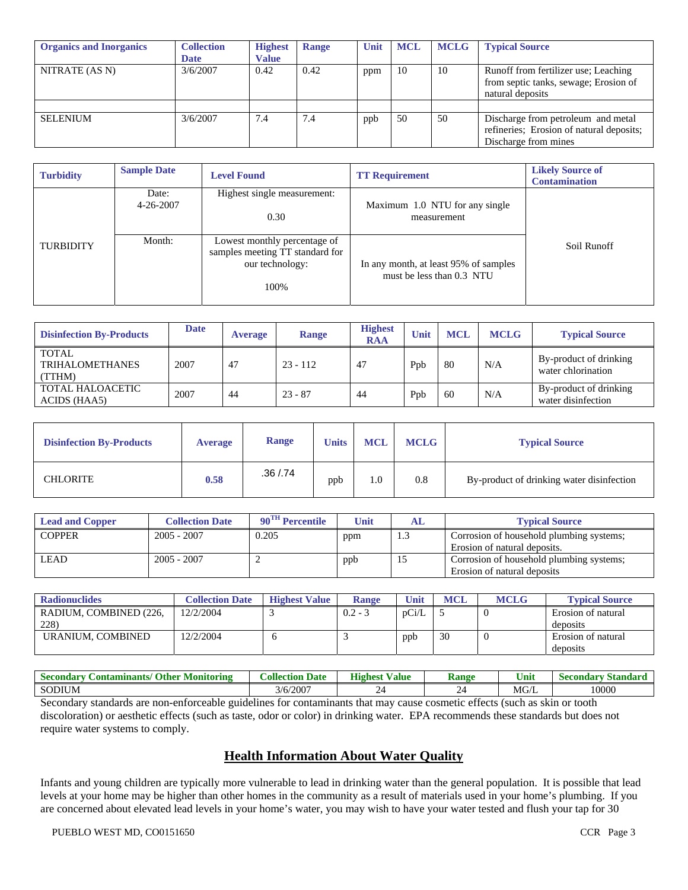| Organics and Inorganics | Collection Date | Highest Value | Range | Unit | MCL | MCLG | Typical Source |
|---|---|---|---|---|---|---|---|
| NITRATE (AS N) | 3/6/2007 | 0.42 | 0.42 | ppm | 10 | 10 | Runoff from fertilizer use; Leaching from septic tanks, sewage; Erosion of natural deposits |
| | | | | | | | |
| SELENIUM | 3/6/2007 | 7.4 | 7.4 | ppb | 50 | 50 | Discharge from petroleum and metal refineries; Erosion of natural deposits; Discharge from mines |

| Turbidity | Sample Date | Level Found | TT Requirement | Likely Source of Contamination |
|---|---|---|---|---|
| TURBIDITY | Date: 4-26-2007 | Highest single measurement: 0.30 | Maximum 1.0 NTU for any single measurement | Soil Runoff |
| | Month: | Lowest monthly percentage of samples meeting TT standard for our technology: 100% | In any month, at least 95% of samples must be less than 0.3 NTU | |

| Disinfection By-Products | Date | Average | Range | Highest RAA | Unit | MCL | MCLG | Typical Source |
|---|---|---|---|---|---|---|---|---|
| TOTAL TRIHALOMETHANES (TTHM) | 2007 | 47 | 23 - 112 | 47 | Ppb | 80 | N/A | By-product of drinking water chlorination |
| TOTAL HALOACETIC ACIDS (HAA5) | 2007 | 44 | 23 - 87 | 44 | Ppb | 60 | N/A | By-product of drinking water disinfection |

| Disinfection By-Products | Average | Range | Units | MCL | MCLG | Typical Source |
|---|---|---|---|---|---|---|
| CHLORITE | **0.58** | .36 /.74 | ppb | 1.0 | 0.8 | By-product of drinking water disinfection |

| Lead and Copper | Collection Date | 90[TH] Percentile | Unit | AL | Typical Source |
|---|---|---|---|---|---|
| COPPER | 2005 - 2007 | 0.205 | ppm | 1.3 | Corrosion of household plumbing systems; Erosion of natural deposits. |
| LEAD | 2005 - 2007 | 2 | ppb | 15 | Corrosion of household plumbing systems; Erosion of natural deposits |

| Radionuclides | Collection Date | Highest Value | Range | Unit | MCL | MCLG | Typical Source |
|---|---|---|---|---|---|---|---|
| RADIUM, COMBINED (226, 228) | 12/2/2004 | 3 | 0.2 - 3 | pCi/L | 5 | 0 | Erosion of natural deposits |
| URANIUM, COMBINED | 12/2/2004 | 6 | 3 | ppb | 30 | 0 | Erosion of natural deposits |

| Secondary Contaminants/ Other Monitoring | Collection Date | Highest Value | Range | Unit | Secondary Standard |
|---|---|---|---|---|---|
| SODIUM | 3/6/2007 | 24 | 24 | MG/L | 10000 |

Secondary standards are non-enforceable guidelines for contaminants that may cause cosmetic effects (such as skin or tooth discoloration) or aesthetic effects (such as taste, odor or color) in drinking water. EPA recommends these standards but does not require water systems to comply.

## Health Information About Water Quality

Infants and young children are typically more vulnerable to lead in drinking water than the general population. It is possible that lead levels at your home may be higher than other homes in the community as a result of materials used in your home's plumbing. If you are concerned about elevated lead levels in your home's water, you may wish to have your water tested and flush your tap for 30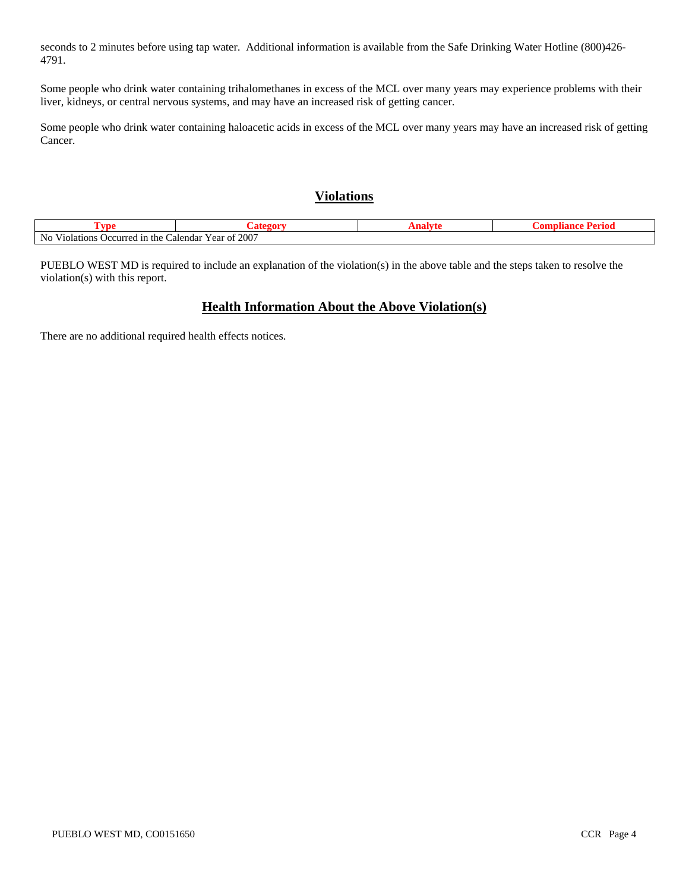seconds to 2 minutes before using tap water. Additional information is available from the Safe Drinking Water Hotline (800)426-4791.

Some people who drink water containing trihalomethanes in excess of the MCL over many years may experience problems with their liver, kidneys, or central nervous systems, and may have an increased risk of getting cancer.

Some people who drink water containing haloacetic acids in excess of the MCL over many years may have an increased risk of getting Cancer.

## Violations

| Type | Category | Analyte | Compliance Period |
|---|---|---|---|
| No Violations Occurred in the Calendar Year of 2007 | | | |

PUEBLO WEST MD is required to include an explanation of the violation(s) in the above table and the steps taken to resolve the violation(s) with this report.

## Health Information About the Above Violation(s)

There are no additional required health effects notices.